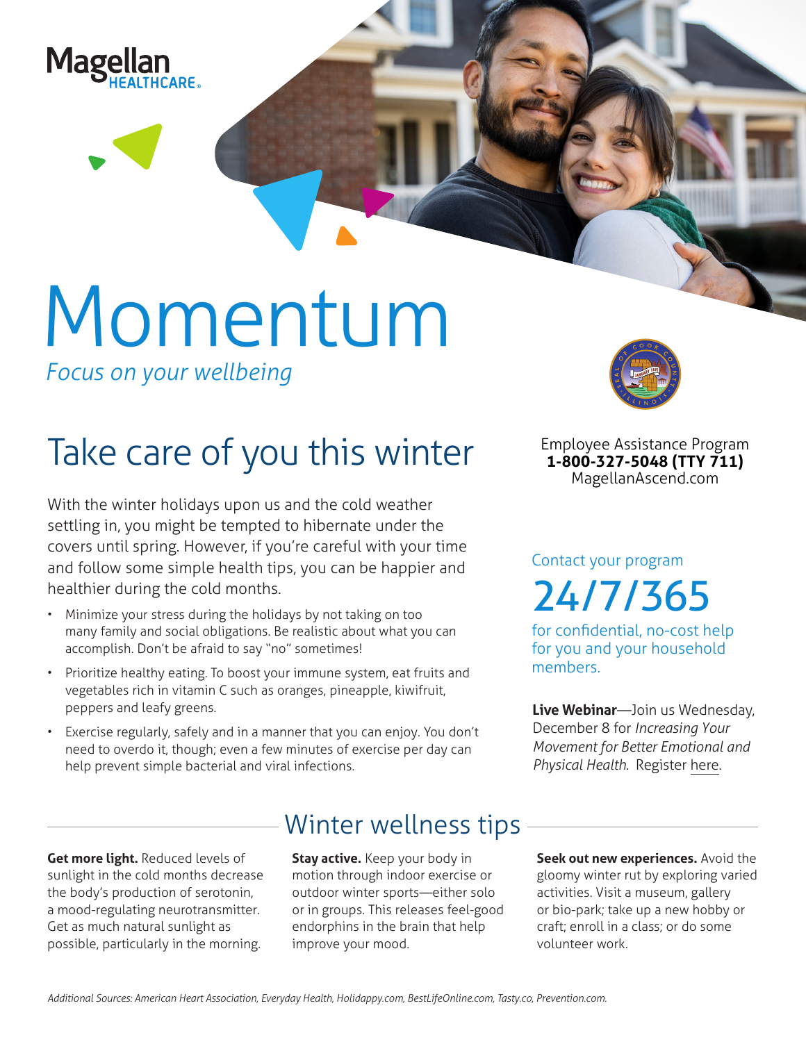Magellan HEALTHCARE

# Momentum

*Focus on your wellbeing*

## Take care of you this winter

With the winter holidays upon us and the cold weather settling in, you might be tempted to hibernate under the covers until spring. However, if you're careful with your time and follow some simple health tips, you can be happier and healthier during the cold months.

- Minimize your stress during the holidays by not taking on too many family and social obligations. Be realistic about what you can accomplish. Don't be afraid to say "no" sometimes!
- Prioritize healthy eating. To boost your immune system, eat fruits and vegetables rich in vitamin C such as oranges, pineapple, kiwifruit, peppers and leafy greens.
- Exercise regularly, safely and in a manner that you can enjoy. You don't need to overdo it, though; even a few minutes of exercise per day can help prevent simple bacterial and viral infections.

Employee Assistance Program
**1-800-327-5048 (TTY 711)**
MagellanAscend.com

Contact your program

## 24/7/365

for confidential, no-cost help for you and your household members.

**Live Webinar**—Join us Wednesday, December 8 for *Increasing Your Movement for Better Emotional and Physical Health*. Register here.

## Winter wellness tips

**Get more light.** Reduced levels of sunlight in the cold months decrease the body's production of serotonin, a mood-regulating neurotransmitter. Get as much natural sunlight as possible, particularly in the morning.

**Stay active.** Keep your body in motion through indoor exercise or outdoor winter sports—either solo or in groups. This releases feel-good endorphins in the brain that help improve your mood.

**Seek out new experiences.** Avoid the gloomy winter rut by exploring varied activities. Visit a museum, gallery or bio-park; take up a new hobby or craft; enroll in a class; or do some volunteer work.

*Additional Sources: American Heart Association, Everyday Health, Holidappy.com, BestLifeOnline.com, Tasty.co, Prevention.com.*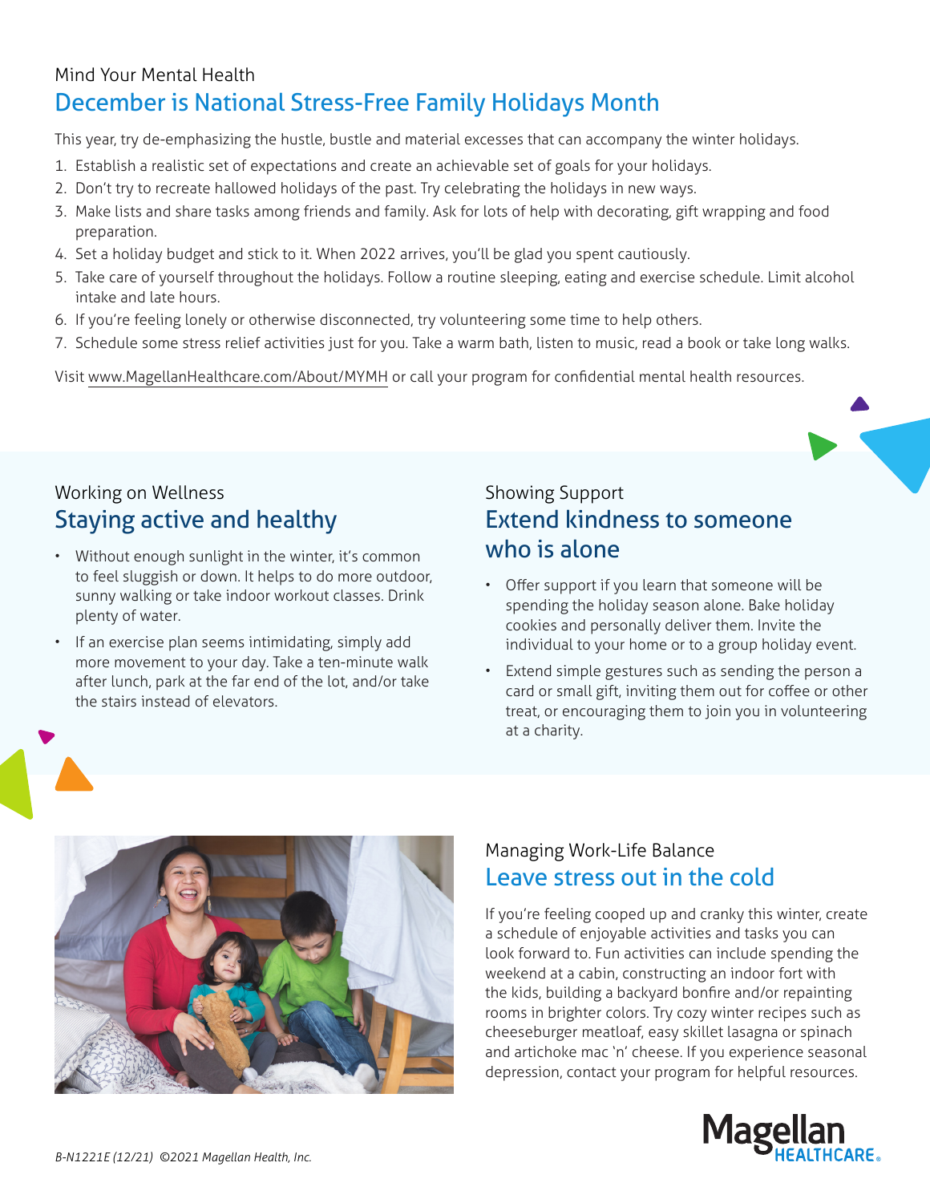Mind Your Mental Health

## December is National Stress-Free Family Holidays Month

This year, try de-emphasizing the hustle, bustle and material excesses that can accompany the winter holidays.

1. Establish a realistic set of expectations and create an achievable set of goals for your holidays.
2. Don't try to recreate hallowed holidays of the past. Try celebrating the holidays in new ways.
3. Make lists and share tasks among friends and family. Ask for lots of help with decorating, gift wrapping and food preparation.
4. Set a holiday budget and stick to it. When 2022 arrives, you'll be glad you spent cautiously.
5. Take care of yourself throughout the holidays. Follow a routine sleeping, eating and exercise schedule. Limit alcohol intake and late hours.
6. If you're feeling lonely or otherwise disconnected, try volunteering some time to help others.
7. Schedule some stress relief activities just for you. Take a warm bath, listen to music, read a book or take long walks.

Visit www.MagellanHealthcare.com/About/MYMH or call your program for confidential mental health resources.

Working on Wellness

## Staying active and healthy

- Without enough sunlight in the winter, it's common to feel sluggish or down. It helps to do more outdoor, sunny walking or take indoor workout classes. Drink plenty of water.
- If an exercise plan seems intimidating, simply add more movement to your day. Take a ten-minute walk after lunch, park at the far end of the lot, and/or take the stairs instead of elevators.

Showing Support

## Extend kindness to someone who is alone

- Offer support if you learn that someone will be spending the holiday season alone. Bake holiday cookies and personally deliver them. Invite the individual to your home or to a group holiday event.
- Extend simple gestures such as sending the person a card or small gift, inviting them out for coffee or other treat, or encouraging them to join you in volunteering at a charity.

Managing Work-Life Balance

## Leave stress out in the cold

If you're feeling cooped up and cranky this winter, create a schedule of enjoyable activities and tasks you can look forward to. Fun activities can include spending the weekend at a cabin, constructing an indoor fort with the kids, building a backyard bonfire and/or repainting rooms in brighter colors. Try cozy winter recipes such as cheeseburger meatloaf, easy skillet lasagna or spinach and artichoke mac 'n' cheese. If you experience seasonal depression, contact your program for helpful resources.

*B-N1221E (12/21) ©2021 Magellan Health, Inc.*

Magellan HEALTHCARE.